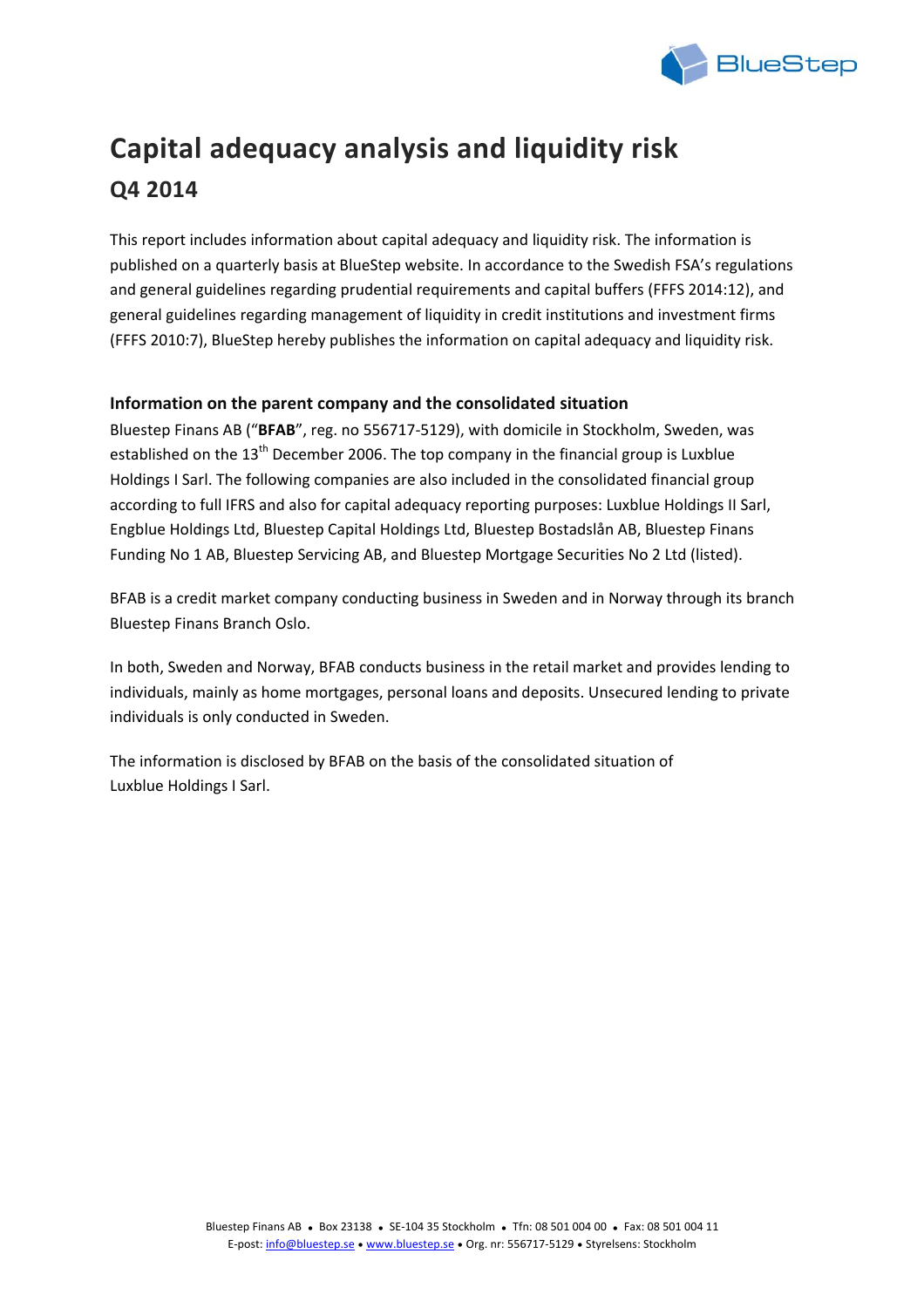# Capital adequacy analysis and liquidity risk

## Q4 2014

This report includes information about capital adequacy and liquidity risk. The information is published on a quarterly basis at BlueStep website. In accordance to the Swedish FSA's regulations and general guidelines regarding prudential requirements and capital buffers (FFFS 2014:12), and general guidelines regarding management of liquidity in credit institutions and investment firms (FFFS 2010:7), BlueStep hereby publishes the information on capital adequacy and liquidity risk.

### Information on the parent company and the consolidated situation

Bluestep Finans AB ("**BFAB**", reg. no 556717-5129), with domicile in Stockholm, Sweden, was established on the 13th December 2006. The top company in the financial group is Luxblue Holdings I Sarl. The following companies are also included in the consolidated financial group according to full IFRS and also for capital adequacy reporting purposes: Luxblue Holdings II Sarl, Engblue Holdings Ltd, Bluestep Capital Holdings Ltd, Bluestep Bostadslån AB, Bluestep Finans Funding No 1 AB, Bluestep Servicing AB, and Bluestep Mortgage Securities No 2 Ltd (listed).

BFAB is a credit market company conducting business in Sweden and in Norway through its branch Bluestep Finans Branch Oslo.

In both, Sweden and Norway, BFAB conducts business in the retail market and provides lending to individuals, mainly as home mortgages, personal loans and deposits. Unsecured lending to private individuals is only conducted in Sweden.

The information is disclosed by BFAB on the basis of the consolidated situation of Luxblue Holdings I Sarl.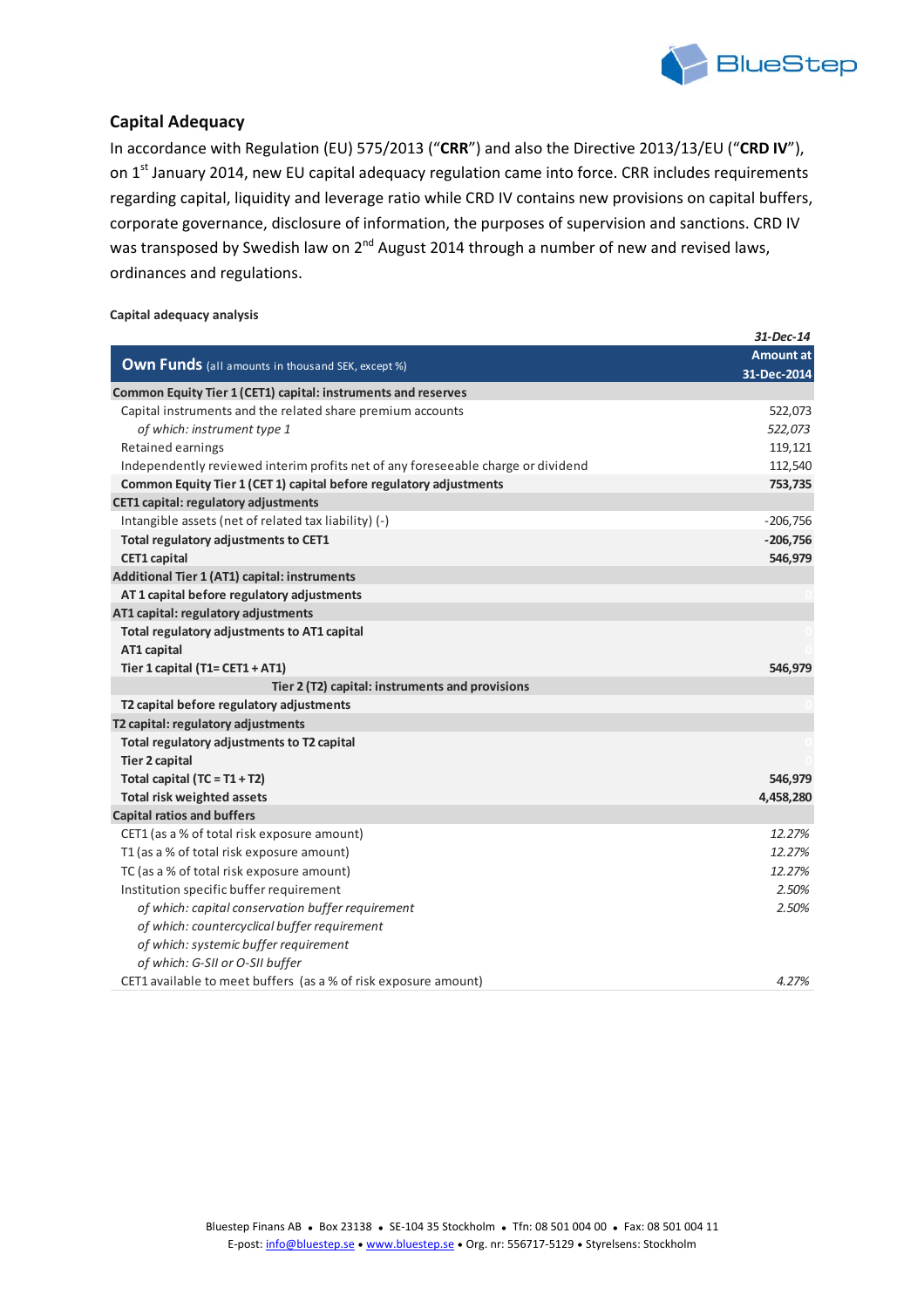## Capital Adequacy

In accordance with Regulation (EU) 575/2013 ("**CRR**") and also the Directive 2013/13/EU ("**CRD IV**"), on 1[st] January 2014, new EU capital adequacy regulation came into force. CRR includes requirements regarding capital, liquidity and leverage ratio while CRD IV contains new provisions on capital buffers, corporate governance, disclosure of information, the purposes of supervision and sanctions. CRD IV was transposed by Swedish law on 2[nd] August 2014 through a number of new and revised laws, ordinances and regulations.

**Capital adequacy analysis**

| **Own Funds** (all amounts in thousand SEK, except %) | *31-Dec-14* **Amount at 31-Dec-2014** |
|---|---|
| **Common Equity Tier 1 (CET1) capital: instruments and reserves** | |
| Capital instruments and the related share premium accounts | 522,073 |
| *of which: instrument type 1* | *522,073* |
| Retained earnings | 119,121 |
| Independently reviewed interim profits net of any foreseeable charge or dividend | 112,540 |
| **Common Equity Tier 1 (CET 1) capital before regulatory adjustments** | **753,735** |
| **CET1 capital: regulatory adjustments** | |
| Intangible assets (net of related tax liability) (-) | -206,756 |
| **Total regulatory adjustments to CET1** | **-206,756** |
| **CET1 capital** | **546,979** |
| **Additional Tier 1 (AT1) capital: instruments** | |
| **AT 1 capital before regulatory adjustments** | 0 |
| **AT1 capital: regulatory adjustments** | |
| **Total regulatory adjustments to AT1 capital** | 0 |
| **AT1 capital** | 0 |
| **Tier 1 capital (T1= CET1 + AT1)** | **546,979** |
| **Tier 2 (T2) capital: instruments and provisions** | |
| **T2 capital before regulatory adjustments** | 0 |
| **T2 capital: regulatory adjustments** | |
| **Total regulatory adjustments to T2 capital** | 0 |
| **Tier 2 capital** | 0 |
| **Total capital (TC = T1 + T2)** | **546,979** |
| **Total risk weighted assets** | **4,458,280** |
| **Capital ratios and buffers** | |
| CET1 (as a % of total risk exposure amount) | *12.27%* |
| T1 (as a % of total risk exposure amount) | *12.27%* |
| TC (as a % of total risk exposure amount) | *12.27%* |
| Institution specific buffer requirement | *2.50%* |
| *of which: capital conservation buffer requirement* | *2.50%* |
| *of which: countercyclical buffer requirement* | |
| *of which: systemic buffer requirement* | |
| *of which: G-SII or O-SII buffer* | |
| CET1 available to meet buffers (as a % of risk exposure amount) | *4.27%* |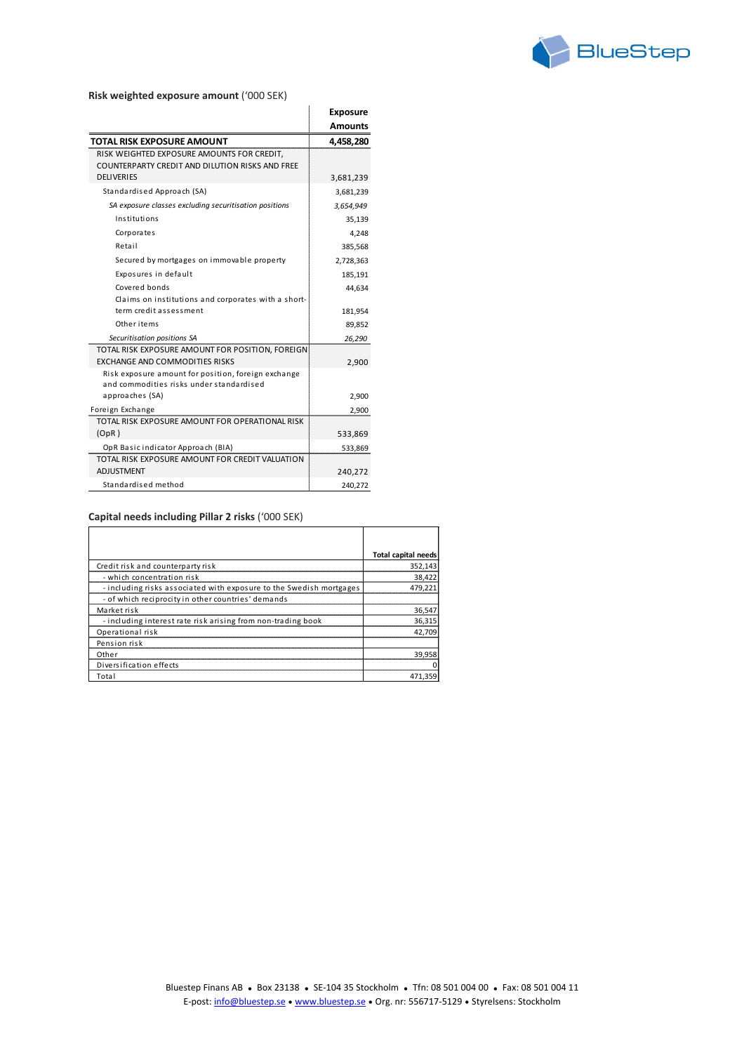**Risk weighted exposure amount** ('000 SEK)

| | Exposure Amounts |
|---|---|
| **TOTAL RISK EXPOSURE AMOUNT** | **4,458,280** |
| RISK WEIGHTED EXPOSURE AMOUNTS FOR CREDIT, COUNTERPARTY CREDIT AND DILUTION RISKS AND FREE DELIVERIES | 3,681,239 |
| Standardised Approach (SA) | 3,681,239 |
| *SA exposure classes excluding securitisation positions* | *3,654,949* |
| Institutions | 35,139 |
| Corporates | 4,248 |
| Retail | 385,568 |
| Secured by mortgages on immovable property | 2,728,363 |
| Exposures in default | 185,191 |
| Covered bonds | 44,634 |
| Claims on institutions and corporates with a short-term credit assessment | 181,954 |
| Other items | 89,852 |
| *Securitisation positions SA* | *26,290* |
| TOTAL RISK EXPOSURE AMOUNT FOR POSITION, FOREIGN EXCHANGE AND COMMODITIES RISKS | 2,900 |
| Risk exposure amount for position, foreign exchange and commodities risks under standardised approaches (SA) | 2,900 |
| Foreign Exchange | 2,900 |
| TOTAL RISK EXPOSURE AMOUNT FOR OPERATIONAL RISK (OpR) | 533,869 |
| OpR Basic indicator Approach (BIA) | 533,869 |
| TOTAL RISK EXPOSURE AMOUNT FOR CREDIT VALUATION ADJUSTMENT | 240,272 |
| Standardised method | 240,272 |

**Capital needs including Pillar 2 risks** ('000 SEK)

| | Total capital needs |
|---|---|
| Credit risk and counterparty risk | 352,143 |
| - which concentration risk | 38,422 |
| - including risks associated with exposure to the Swedish mortgages | 479,221 |
| - of which reciprocity in other countries' demands | |
| Market risk | 36,547 |
| - including interest rate risk arising from non-trading book | 36,315 |
| Operational risk | 42,709 |
| Pension risk | |
| Other | 39,958 |
| Diversification effects | 0 |
| Total | 471,359 |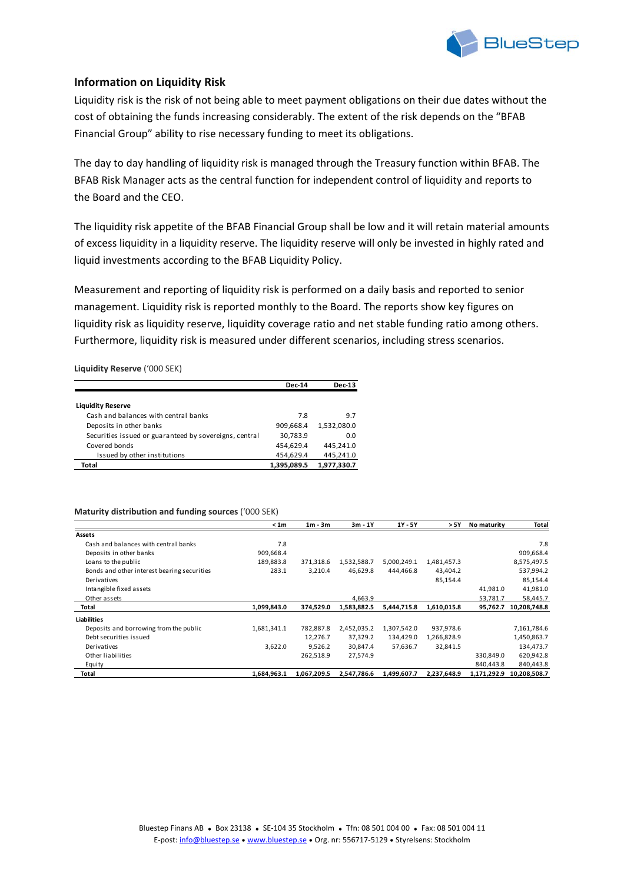## Information on Liquidity Risk

Liquidity risk is the risk of not being able to meet payment obligations on their due dates without the cost of obtaining the funds increasing considerably. The extent of the risk depends on the "BFAB Financial Group" ability to rise necessary funding to meet its obligations.

The day to day handling of liquidity risk is managed through the Treasury function within BFAB. The BFAB Risk Manager acts as the central function for independent control of liquidity and reports to the Board and the CEO.

The liquidity risk appetite of the BFAB Financial Group shall be low and it will retain material amounts of excess liquidity in a liquidity reserve. The liquidity reserve will only be invested in highly rated and liquid investments according to the BFAB Liquidity Policy.

Measurement and reporting of liquidity risk is performed on a daily basis and reported to senior management. Liquidity risk is reported monthly to the Board. The reports show key figures on liquidity risk as liquidity reserve, liquidity coverage ratio and net stable funding ratio among others. Furthermore, liquidity risk is measured under different scenarios, including stress scenarios.

**Liquidity Reserve** ('000 SEK)

| | Dec-14 | Dec-13 |
|---|---|---|
| **Liquidity Reserve** | | |
| Cash and balances with central banks | 7.8 | 9.7 |
| Deposits in other banks | 909,668.4 | 1,532,080.0 |
| Securities issued or guaranteed by sovereigns, central | 30,783.9 | 0.0 |
| Covered bonds | 454,629.4 | 445,241.0 |
| Issued by other institutions | 454,629.4 | 445,241.0 |
| **Total** | **1,395,089.5** | **1,977,330.7** |

**Maturity distribution and funding sources** ('000 SEK)

| | < 1m | 1m - 3m | 3m - 1Y | 1Y - 5Y | > 5Y | No maturity | Total |
|---|---|---|---|---|---|---|---|
| **Assets** | | | | | | | |
| Cash and balances with central banks | 7.8 | | | | | | 7.8 |
| Deposits in other banks | 909,668.4 | | | | | | 909,668.4 |
| Loans to the public | 189,883.8 | 371,318.6 | 1,532,588.7 | 5,000,249.1 | 1,481,457.3 | | 8,575,497.5 |
| Bonds and other interest bearing securities | 283.1 | 3,210.4 | 46,629.8 | 444,466.8 | 43,404.2 | | 537,994.2 |
| Derivatives | | | | | 85,154.4 | | 85,154.4 |
| Intangible fixed assets | | | | | | 41,981.0 | 41,981.0 |
| Other assets | | | 4,663.9 | | | 53,781.7 | 58,445.7 |
| **Total** | **1,099,843.0** | **374,529.0** | **1,583,882.5** | **5,444,715.8** | **1,610,015.8** | **95,762.7** | **10,208,748.8** |
| **Liabilities** | | | | | | | |
| Deposits and borrowing from the public | 1,681,341.1 | 782,887.8 | 2,452,035.2 | 1,307,542.0 | 937,978.6 | | 7,161,784.6 |
| Debt securities issued | | 12,276.7 | 37,329.2 | 134,429.0 | 1,266,828.9 | | 1,450,863.7 |
| Derivatives | 3,622.0 | 9,526.2 | 30,847.4 | 57,636.7 | 32,841.5 | | 134,473.7 |
| Other liabilities | | 262,518.9 | 27,574.9 | | | 330,849.0 | 620,942.8 |
| Equity | | | | | | 840,443.8 | 840,443.8 |
| **Total** | **1,684,963.1** | **1,067,209.5** | **2,547,786.6** | **1,499,607.7** | **2,237,648.9** | **1,171,292.9** | **10,208,508.7** |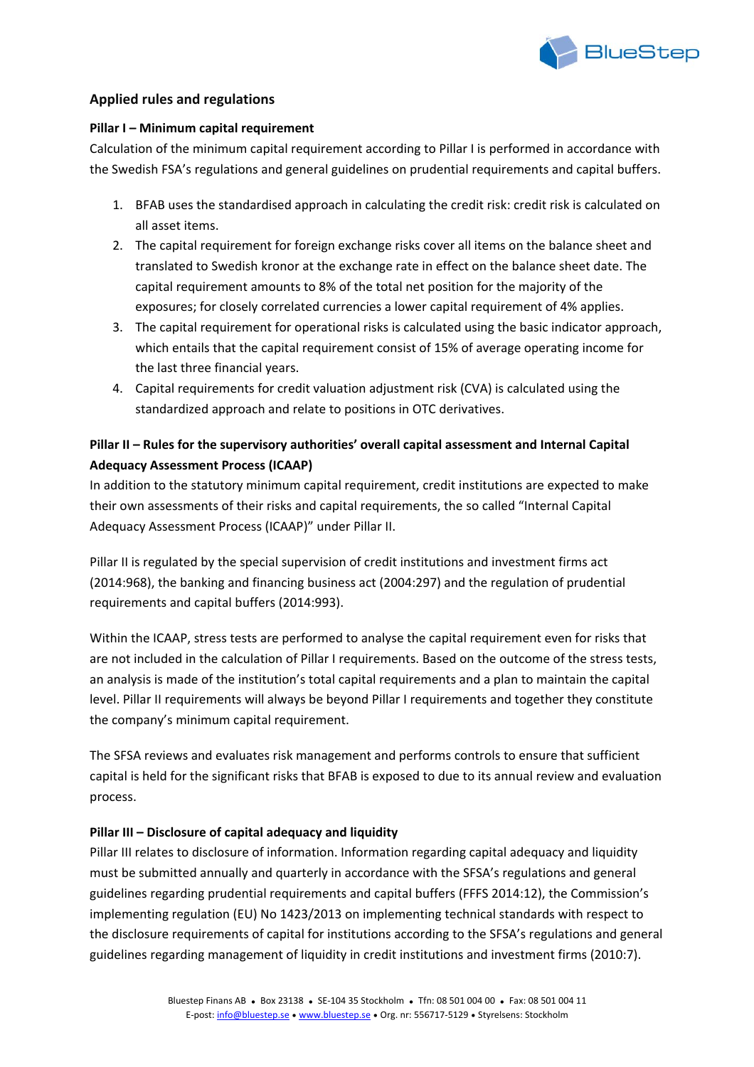## Applied rules and regulations

### Pillar I – Minimum capital requirement

Calculation of the minimum capital requirement according to Pillar I is performed in accordance with the Swedish FSA's regulations and general guidelines on prudential requirements and capital buffers.

1. BFAB uses the standardised approach in calculating the credit risk: credit risk is calculated on all asset items.
2. The capital requirement for foreign exchange risks cover all items on the balance sheet and translated to Swedish kronor at the exchange rate in effect on the balance sheet date. The capital requirement amounts to 8% of the total net position for the majority of the exposures; for closely correlated currencies a lower capital requirement of 4% applies.
3. The capital requirement for operational risks is calculated using the basic indicator approach, which entails that the capital requirement consist of 15% of average operating income for the last three financial years.
4. Capital requirements for credit valuation adjustment risk (CVA) is calculated using the standardized approach and relate to positions in OTC derivatives.

### Pillar II – Rules for the supervisory authorities' overall capital assessment and Internal Capital Adequacy Assessment Process (ICAAP)

In addition to the statutory minimum capital requirement, credit institutions are expected to make their own assessments of their risks and capital requirements, the so called "Internal Capital Adequacy Assessment Process (ICAAP)" under Pillar II.

Pillar II is regulated by the special supervision of credit institutions and investment firms act (2014:968), the banking and financing business act (2004:297) and the regulation of prudential requirements and capital buffers (2014:993).

Within the ICAAP, stress tests are performed to analyse the capital requirement even for risks that are not included in the calculation of Pillar I requirements. Based on the outcome of the stress tests, an analysis is made of the institution's total capital requirements and a plan to maintain the capital level. Pillar II requirements will always be beyond Pillar I requirements and together they constitute the company's minimum capital requirement.

The SFSA reviews and evaluates risk management and performs controls to ensure that sufficient capital is held for the significant risks that BFAB is exposed to due to its annual review and evaluation process.

### Pillar III – Disclosure of capital adequacy and liquidity

Pillar III relates to disclosure of information. Information regarding capital adequacy and liquidity must be submitted annually and quarterly in accordance with the SFSA's regulations and general guidelines regarding prudential requirements and capital buffers (FFFS 2014:12), the Commission's implementing regulation (EU) No 1423/2013 on implementing technical standards with respect to the disclosure requirements of capital for institutions according to the SFSA's regulations and general guidelines regarding management of liquidity in credit institutions and investment firms (2010:7).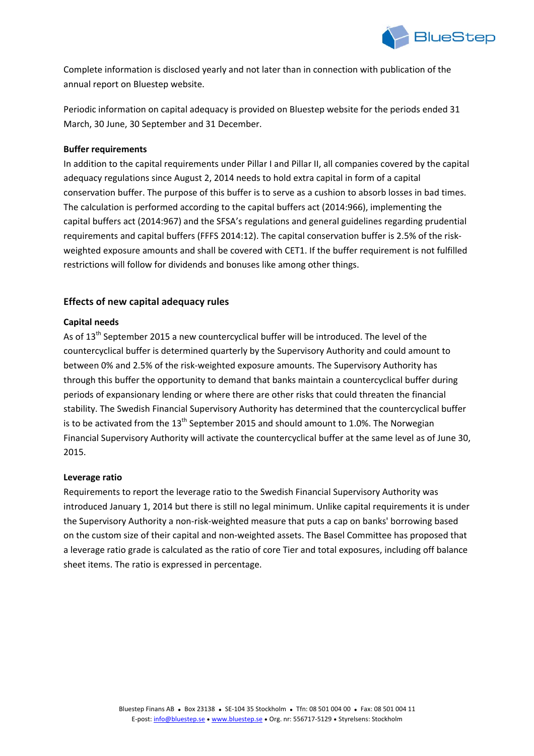Complete information is disclosed yearly and not later than in connection with publication of the annual report on Bluestep website.

Periodic information on capital adequacy is provided on Bluestep website for the periods ended 31 March, 30 June, 30 September and 31 December.

**Buffer requirements**

In addition to the capital requirements under Pillar I and Pillar II, all companies covered by the capital adequacy regulations since August 2, 2014 needs to hold extra capital in form of a capital conservation buffer. The purpose of this buffer is to serve as a cushion to absorb losses in bad times. The calculation is performed according to the capital buffers act (2014:966), implementing the capital buffers act (2014:967) and the SFSA's regulations and general guidelines regarding prudential requirements and capital buffers (FFFS 2014:12). The capital conservation buffer is 2.5% of the risk-weighted exposure amounts and shall be covered with CET1. If the buffer requirement is not fulfilled restrictions will follow for dividends and bonuses like among other things.

## Effects of new capital adequacy rules

**Capital needs**

As of 13th September 2015 a new countercyclical buffer will be introduced. The level of the countercyclical buffer is determined quarterly by the Supervisory Authority and could amount to between 0% and 2.5% of the risk-weighted exposure amounts. The Supervisory Authority has through this buffer the opportunity to demand that banks maintain a countercyclical buffer during periods of expansionary lending or where there are other risks that could threaten the financial stability. The Swedish Financial Supervisory Authority has determined that the countercyclical buffer is to be activated from the 13th September 2015 and should amount to 1.0%. The Norwegian Financial Supervisory Authority will activate the countercyclical buffer at the same level as of June 30, 2015.

**Leverage ratio**

Requirements to report the leverage ratio to the Swedish Financial Supervisory Authority was introduced January 1, 2014 but there is still no legal minimum. Unlike capital requirements it is under the Supervisory Authority a non-risk-weighted measure that puts a cap on banks' borrowing based on the custom size of their capital and non-weighted assets. The Basel Committee has proposed that a leverage ratio grade is calculated as the ratio of core Tier and total exposures, including off balance sheet items. The ratio is expressed in percentage.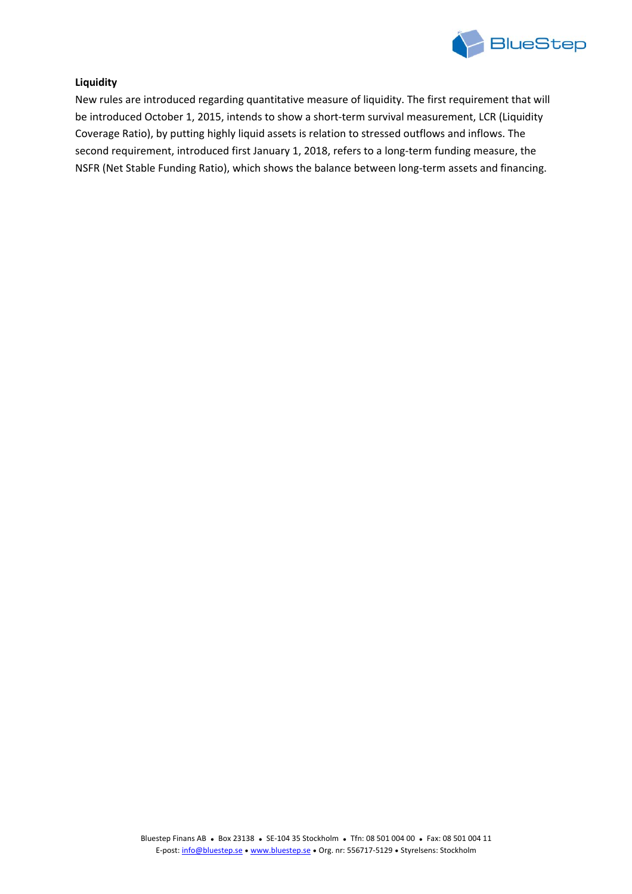**Liquidity**

New rules are introduced regarding quantitative measure of liquidity. The first requirement that will be introduced October 1, 2015, intends to show a short-term survival measurement, LCR (Liquidity Coverage Ratio), by putting highly liquid assets is relation to stressed outflows and inflows. The second requirement, introduced first January 1, 2018, refers to a long-term funding measure, the NSFR (Net Stable Funding Ratio), which shows the balance between long-term assets and financing.